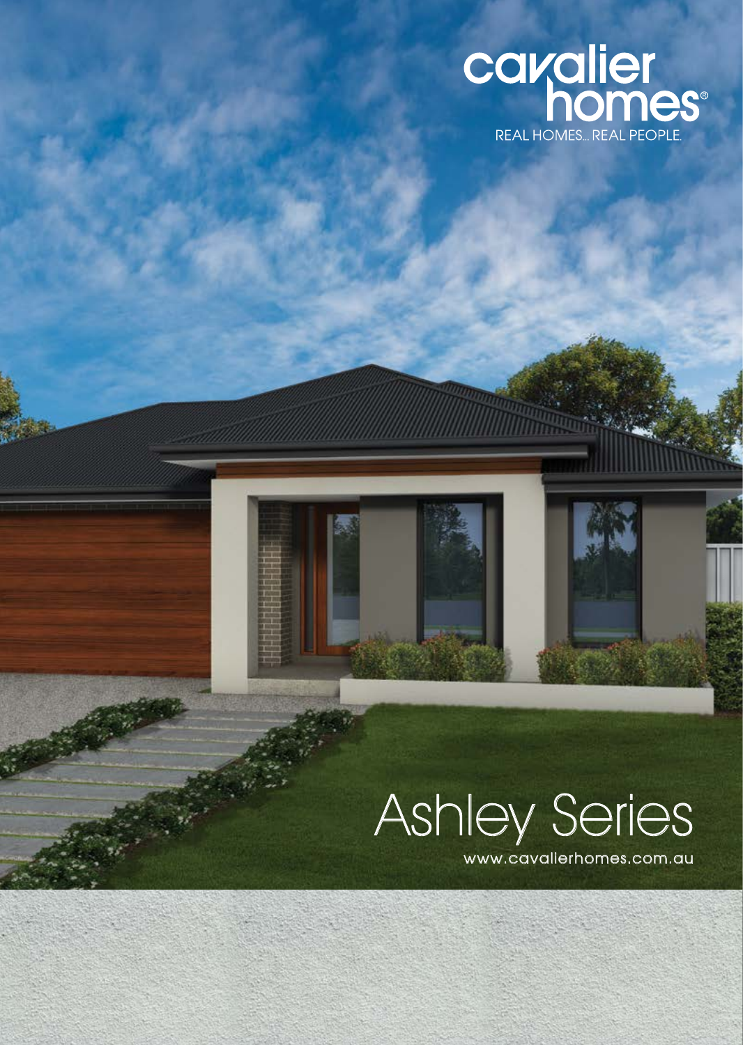cavalier homes®

REAL HOMES... REAL PEOPLE.

# Ashley Series

www.cavalierhomes.com.au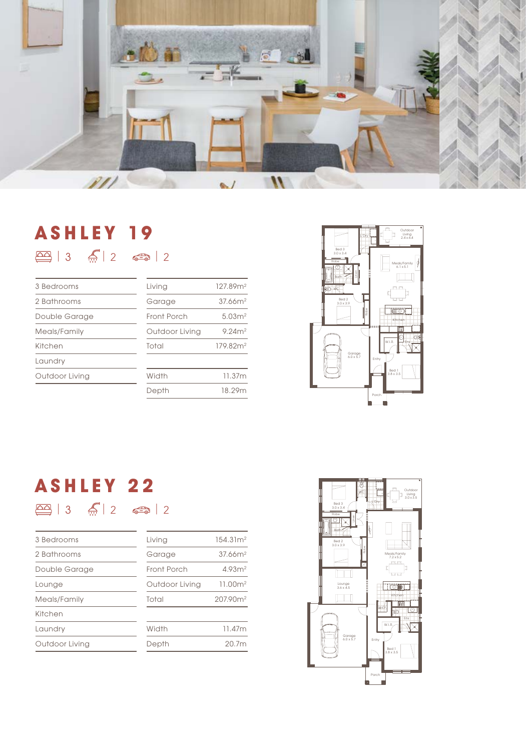## ASHLEY 19

3 | 2 | 2

| | |
|---|---|
| 3 Bedrooms | |
| 2 Bathrooms | |
| Double Garage | |
| Meals/Family | |
| Kitchen | |
| Laundry | |
| Outdoor Living | |

| | |
|---|---|
| Living | 127.89m² |
| Garage | 37.66m² |
| Front Porch | 5.03m² |
| Outdoor Living | 9.24m² |
| Total | 179.82m² |
| | |
| Width | 11.37m |
| Depth | 18.29m |

## ASHLEY 22

3 | 2 | 2

| | |
|---|---|
| 3 Bedrooms | |
| 2 Bathrooms | |
| Double Garage | |
| Lounge | |
| Meals/Family | |
| Kitchen | |
| Laundry | |
| Outdoor Living | |

| | |
|---|---|
| Living | 154.31m² |
| Garage | 37.66m² |
| Front Porch | 4.93m² |
| Outdoor Living | 11.00m² |
| Total | 207.90m² |
| | |
| Width | 11.47m |
| Depth | 20.7m |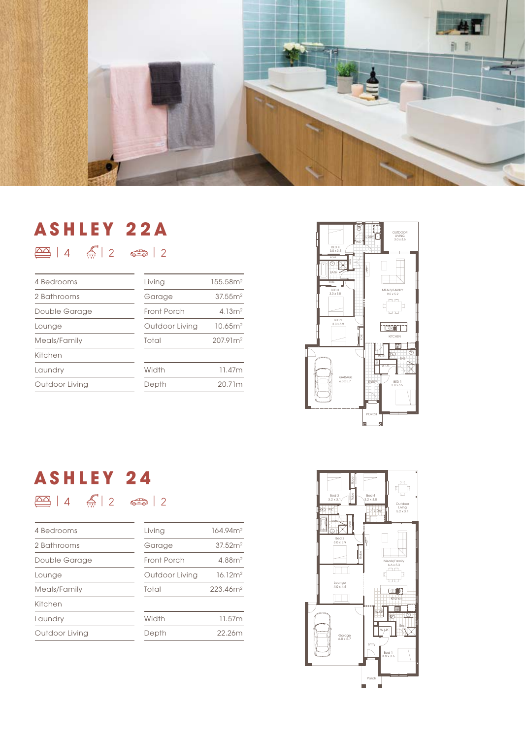## ASHLEY 22A

4 | 2 | 2

| | | |
|---|---|---|
| 4 Bedrooms | Living | 155.58m² |
| 2 Bathrooms | Garage | 37.55m² |
| Double Garage | Front Porch | 4.13m² |
| Lounge | Outdoor Living | 10.65m² |
| Meals/Family | Total | 207.91m² |
| Kitchen | | |
| Laundry | Width | 11.47m |
| Outdoor Living | Depth | 20.71m |

## ASHLEY 24

4 | 2 | 2

| | | |
|---|---|---|
| 4 Bedrooms | Living | 164.94m² |
| 2 Bathrooms | Garage | 37.52m² |
| Double Garage | Front Porch | 4.88m² |
| Lounge | Outdoor Living | 16.12m² |
| Meals/Family | Total | 223.46m² |
| Kitchen | | |
| Laundry | Width | 11.57m |
| Outdoor Living | Depth | 22.26m |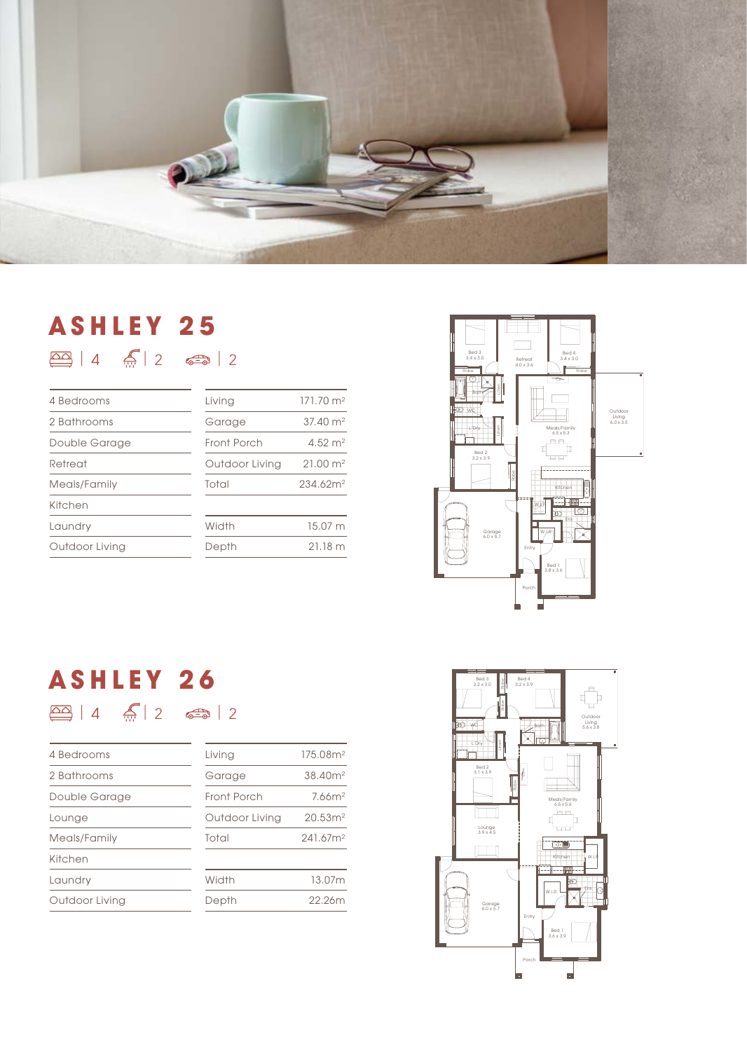# ASHLEY 25

4 | 2 | 2

| | |
|---|---|
| 4 Bedrooms | |
| 2 Bathrooms | |
| Double Garage | |
| Retreat | |
| Meals/Family | |
| Kitchen | |
| Laundry | |
| Outdoor Living | |

| | |
|---|---|
| Living | 171.70 m² |
| Garage | 37.40 m² |
| Front Porch | 4.52 m² |
| Outdoor Living | 21.00 m² |
| Total | 234.62m² |
| | |
| Width | 15.07 m |
| Depth | 21.18 m |

# ASHLEY 26

4 | 2 | 2

| | |
|---|---|
| 4 Bedrooms | |
| 2 Bathrooms | |
| Double Garage | |
| Lounge | |
| Meals/Family | |
| Kitchen | |
| Laundry | |
| Outdoor Living | |

| | |
|---|---|
| Living | 175.08m² |
| Garage | 38.40m² |
| Front Porch | 7.66m² |
| Outdoor Living | 20.53m² |
| Total | 241.67m² |
| | |
| Width | 13.07m |
| Depth | 22.26m |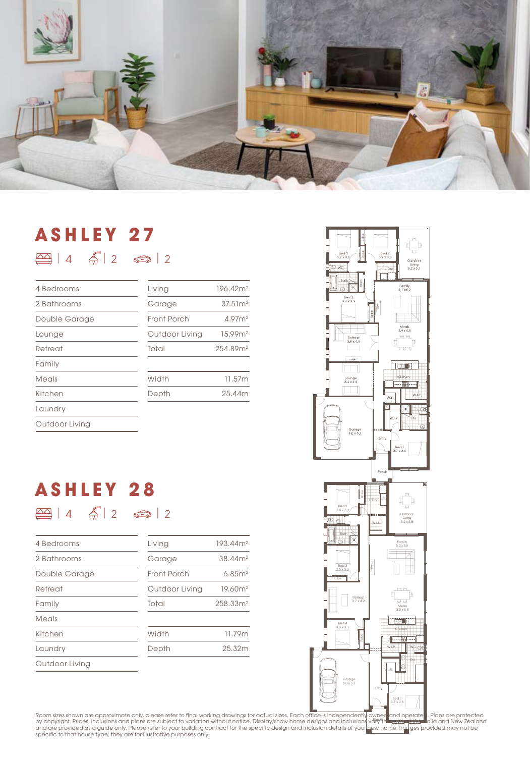## ASHLEY 27

4 | 2 | 2

| | | |
|---|---|---|
| 4 Bedrooms | Living | 196.42m² |
| 2 Bathrooms | Garage | 37.51m² |
| Double Garage | Front Porch | 4.97m² |
| Lounge | Outdoor Living | 15.99m² |
| Retreat | Total | 254.89m² |
| Family | | |
| Meals | Width | 11.57m |
| Kitchen | Depth | 25.44m |
| Laundry | | |
| Outdoor Living | | |

## ASHLEY 28

4 | 2 | 2

| | | |
|---|---|---|
| 4 Bedrooms | Living | 193.44m² |
| 2 Bathrooms | Garage | 38.44m² |
| Double Garage | Front Porch | 6.85m² |
| Retreat | Outdoor Living | 19.60m² |
| Family | Total | 258.33m² |
| Meals | | |
| Kitchen | Width | 11.79m |
| Laundry | Depth | 25.32m |
| Outdoor Living | | |

Room sizes shown are approximate only, please refer to final working drawings for actual sizes. Each office is independently owned and operated. Plans are protected by copyright. Prices, inclusions and plans are subject to variation without notice. Display/show home designs and inclusions vary throughout Australia and New Zealand and are provided as a guide only. Please refer to your building contract for the specific design and inclusion details of your new home. Images provided may not be specific to that house type, they are for illustrative purposes only.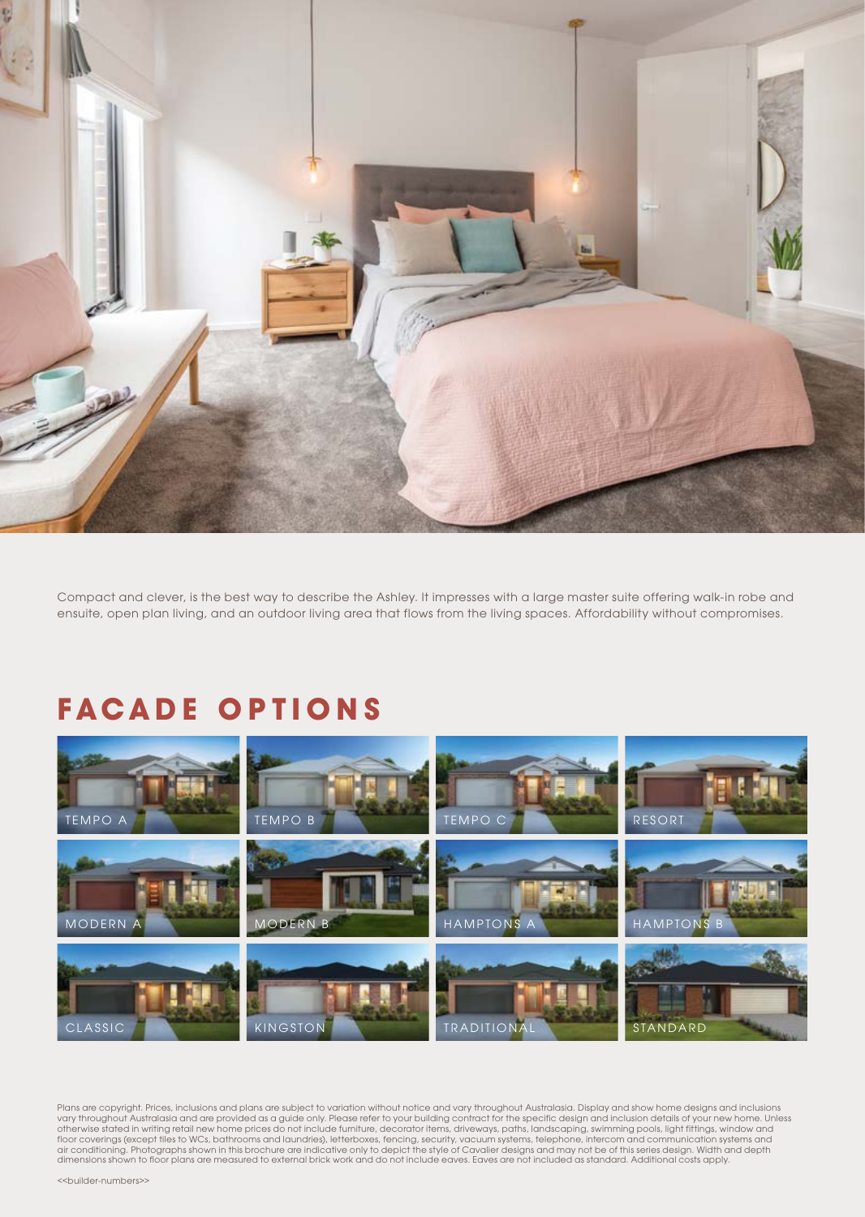Compact and clever, is the best way to describe the Ashley. It impresses with a large master suite offering walk-in robe and ensuite, open plan living, and an outdoor living area that flows from the living spaces. Affordability without compromises.

## FACADE OPTIONS

TEMPO A

TEMPO B

TEMPO C

RESORT

MODERN A

MODERN B

HAMPTONS A

HAMPTONS B

CLASSIC

KINGSTON

TRADITIONAL

STANDARD

Plans are copyright. Prices, inclusions and plans are subject to variation without notice and vary throughout Australasia. Display and show home designs and inclusions vary throughout Australasia and are provided as a guide only. Please refer to your building contract for the specific design and inclusion details of your new home. Unless otherwise stated in writing retail new home prices do not include furniture, decorator items, driveways, paths, landscaping, swimming pools, light fittings, window and floor coverings (except tiles to WCs, bathrooms and laundries), letterboxes, fencing, security, vacuum systems, telephone, intercom and communication systems and air conditioning. Photographs shown in this brochure are indicative only to depict the style of Cavalier designs and may not be of this series design. Width and depth dimensions shown to floor plans are measured to external brick work and do not include eaves. Eaves are not included as standard. Additional costs apply.

<<builder-numbers>>